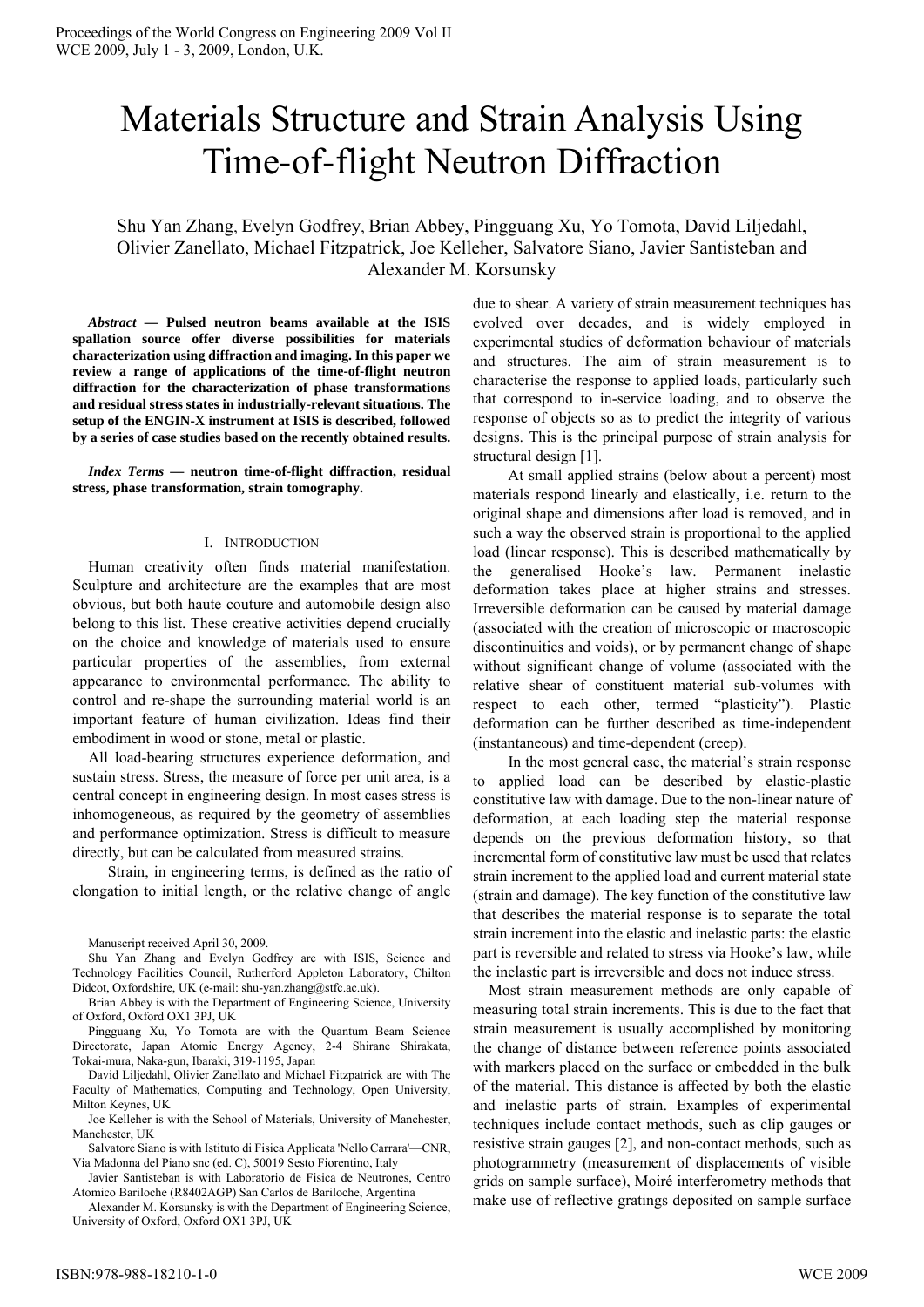# Materials Structure and Strain Analysis Using Time-of-flight Neutron Diffraction

Shu Yan Zhang, Evelyn Godfrey, Brian Abbey, Pingguang Xu, Yo Tomota, David Liljedahl, Olivier Zanellato, Michael Fitzpatrick, Joe Kelleher, Salvatore Siano, Javier Santisteban and Alexander M. Korsunsky

***Abstract* — Pulsed neutron beams available at the ISIS spallation source offer diverse possibilities for materials characterization using diffraction and imaging. In this paper we review a range of applications of the time-of-flight neutron diffraction for the characterization of phase transformations and residual stress states in industrially-relevant situations. The setup of the ENGIN-X instrument at ISIS is described, followed by a series of case studies based on the recently obtained results.**

***Index Terms* — neutron time-of-flight diffraction, residual stress, phase transformation, strain tomography.**

## I. Introduction

Human creativity often finds material manifestation. Sculpture and architecture are the examples that are most obvious, but both haute couture and automobile design also belong to this list. These creative activities depend crucially on the choice and knowledge of materials used to ensure particular properties of the assemblies, from external appearance to environmental performance. The ability to control and re-shape the surrounding material world is an important feature of human civilization. Ideas find their embodiment in wood or stone, metal or plastic.

All load-bearing structures experience deformation, and sustain stress. Stress, the measure of force per unit area, is a central concept in engineering design. In most cases stress is inhomogeneous, as required by the geometry of assemblies and performance optimization. Stress is difficult to measure directly, but can be calculated from measured strains.

Strain, in engineering terms, is defined as the ratio of elongation to initial length, or the relative change of angle due to shear. A variety of strain measurement techniques has evolved over decades, and is widely employed in experimental studies of deformation behaviour of materials and structures. The aim of strain measurement is to characterise the response to applied loads, particularly such that correspond to in-service loading, and to observe the response of objects so as to predict the integrity of various designs. This is the principal purpose of strain analysis for structural design [1].

At small applied strains (below about a percent) most materials respond linearly and elastically, i.e. return to the original shape and dimensions after load is removed, and in such a way the observed strain is proportional to the applied load (linear response). This is described mathematically by the generalised Hooke's law. Permanent inelastic deformation takes place at higher strains and stresses. Irreversible deformation can be caused by material damage (associated with the creation of microscopic or macroscopic discontinuities and voids), or by permanent change of shape without significant change of volume (associated with the relative shear of constituent material sub-volumes with respect to each other, termed "plasticity"). Plastic deformation can be further described as time-independent (instantaneous) and time-dependent (creep).

In the most general case, the material's strain response to applied load can be described by elastic-plastic constitutive law with damage. Due to the non-linear nature of deformation, at each loading step the material response depends on the previous deformation history, so that incremental form of constitutive law must be used that relates strain increment to the applied load and current material state (strain and damage). The key function of the constitutive law that describes the material response is to separate the total strain increment into the elastic and inelastic parts: the elastic part is reversible and related to stress via Hooke's law, while the inelastic part is irreversible and does not induce stress.

Most strain measurement methods are only capable of measuring total strain increments. This is due to the fact that strain measurement is usually accomplished by monitoring the change of distance between reference points associated with markers placed on the surface or embedded in the bulk of the material. This distance is affected by both the elastic and inelastic parts of strain. Examples of experimental techniques include contact methods, such as clip gauges or resistive strain gauges [2], and non-contact methods, such as photogrammetry (measurement of displacements of visible grids on sample surface), Moiré interferometry methods that make use of reflective gratings deposited on sample surface

Manuscript received April 30, 2009.

Shu Yan Zhang and Evelyn Godfrey are with ISIS, Science and Technology Facilities Council, Rutherford Appleton Laboratory, Chilton Didcot, Oxfordshire, UK (e-mail: shu-yan.zhang@stfc.ac.uk).

Brian Abbey is with the Department of Engineering Science, University of Oxford, Oxford OX1 3PJ, UK

Pingguang Xu, Yo Tomota are with the Quantum Beam Science Directorate, Japan Atomic Energy Agency, 2-4 Shirane Shirakata, Tokai-mura, Naka-gun, Ibaraki, 319-1195, Japan

David Liljedahl, Olivier Zanellato and Michael Fitzpatrick are with The Faculty of Mathematics, Computing and Technology, Open University, Milton Keynes, UK

Joe Kelleher is with the School of Materials, University of Manchester, Manchester, UK

Salvatore Siano is with Istituto di Fisica Applicata 'Nello Carrara'—CNR, Via Madonna del Piano snc (ed. C), 50019 Sesto Fiorentino, Italy

Javier Santisteban is with Laboratorio de Fisica de Neutrones, Centro Atomico Bariloche (R8402AGP) San Carlos de Bariloche, Argentina

Alexander M. Korsunsky is with the Department of Engineering Science, University of Oxford, Oxford OX1 3PJ, UK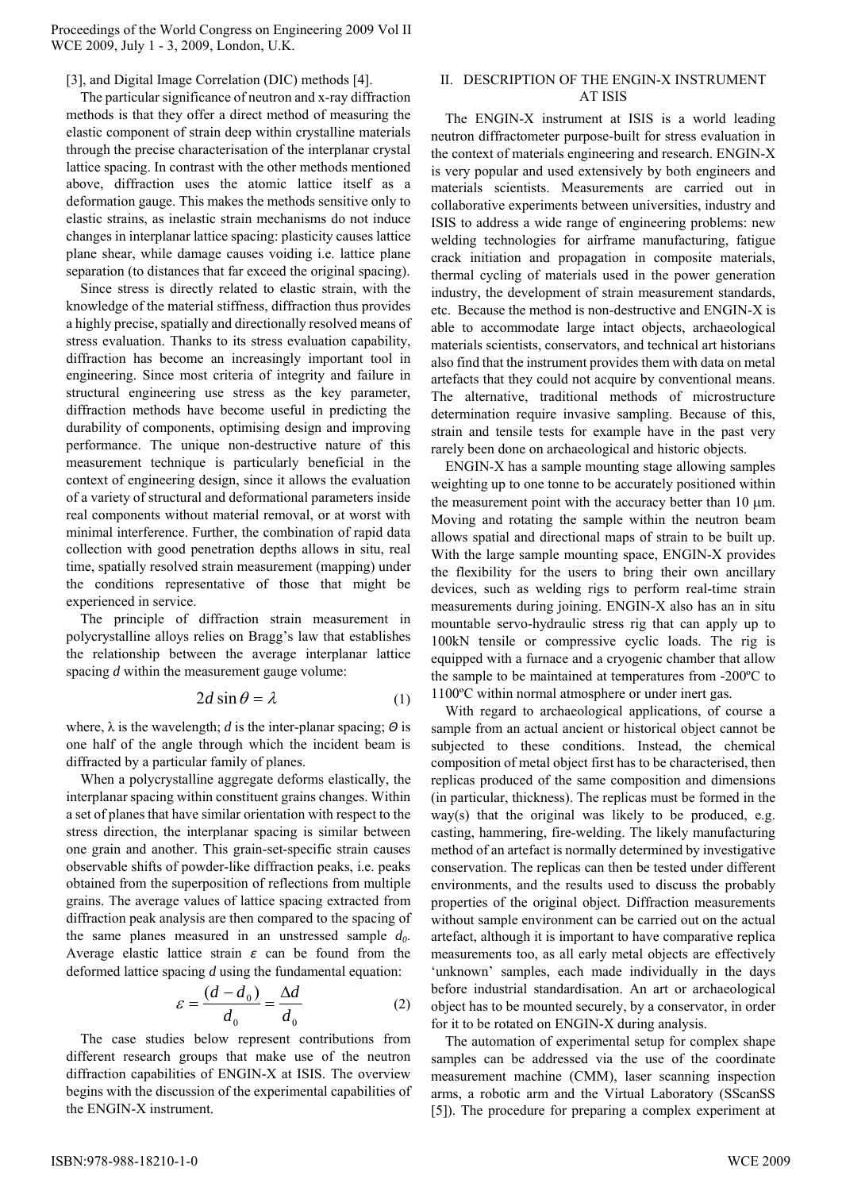[3], and Digital Image Correlation (DIC) methods [4].

The particular significance of neutron and x-ray diffraction methods is that they offer a direct method of measuring the elastic component of strain deep within crystalline materials through the precise characterisation of the interplanar crystal lattice spacing. In contrast with the other methods mentioned above, diffraction uses the atomic lattice itself as a deformation gauge. This makes the methods sensitive only to elastic strains, as inelastic strain mechanisms do not induce changes in interplanar lattice spacing: plasticity causes lattice plane shear, while damage causes voiding i.e. lattice plane separation (to distances that far exceed the original spacing).

Since stress is directly related to elastic strain, with the knowledge of the material stiffness, diffraction thus provides a highly precise, spatially and directionally resolved means of stress evaluation. Thanks to its stress evaluation capability, diffraction has become an increasingly important tool in engineering. Since most criteria of integrity and failure in structural engineering use stress as the key parameter, diffraction methods have become useful in predicting the durability of components, optimising design and improving performance. The unique non-destructive nature of this measurement technique is particularly beneficial in the context of engineering design, since it allows the evaluation of a variety of structural and deformational parameters inside real components without material removal, or at worst with minimal interference. Further, the combination of rapid data collection with good penetration depths allows in situ, real time, spatially resolved strain measurement (mapping) under the conditions representative of those that might be experienced in service.

The principle of diffraction strain measurement in polycrystalline alloys relies on Bragg's law that establishes the relationship between the average interplanar lattice spacing *d* within the measurement gauge volume:

$$2d \sin \theta = \lambda \tag{1}$$

where, λ is the wavelength; *d* is the inter-planar spacing; $\theta$ is one half of the angle through which the incident beam is diffracted by a particular family of planes.

When a polycrystalline aggregate deforms elastically, the interplanar spacing within constituent grains changes. Within a set of planes that have similar orientation with respect to the stress direction, the interplanar spacing is similar between one grain and another. This grain-set-specific strain causes observable shifts of powder-like diffraction peaks, i.e. peaks obtained from the superposition of reflections from multiple grains. The average values of lattice spacing extracted from diffraction peak analysis are then compared to the spacing of the same planes measured in an unstressed sample $d_0$. Average elastic lattice strain $\varepsilon$ can be found from the deformed lattice spacing *d* using the fundamental equation:

$$\varepsilon = \frac{(d - d_0)}{d_0} = \frac{\Delta d}{d_0} \tag{2}$$

The case studies below represent contributions from different research groups that make use of the neutron diffraction capabilities of ENGIN-X at ISIS. The overview begins with the discussion of the experimental capabilities of the ENGIN-X instrument.

## II. DESCRIPTION OF THE ENGIN-X INSTRUMENT AT ISIS

The ENGIN-X instrument at ISIS is a world leading neutron diffractometer purpose-built for stress evaluation in the context of materials engineering and research. ENGIN-X is very popular and used extensively by both engineers and materials scientists. Measurements are carried out in collaborative experiments between universities, industry and ISIS to address a wide range of engineering problems: new welding technologies for airframe manufacturing, fatigue crack initiation and propagation in composite materials, thermal cycling of materials used in the power generation industry, the development of strain measurement standards, etc. Because the method is non-destructive and ENGIN-X is able to accommodate large intact objects, archaeological materials scientists, conservators, and technical art historians also find that the instrument provides them with data on metal artefacts that they could not acquire by conventional means. The alternative, traditional methods of microstructure determination require invasive sampling. Because of this, strain and tensile tests for example have in the past very rarely been done on archaeological and historic objects.

ENGIN-X has a sample mounting stage allowing samples weighting up to one tonne to be accurately positioned within the measurement point with the accuracy better than 10 μm. Moving and rotating the sample within the neutron beam allows spatial and directional maps of strain to be built up. With the large sample mounting space, ENGIN-X provides the flexibility for the users to bring their own ancillary devices, such as welding rigs to perform real-time strain measurements during joining. ENGIN-X also has an in situ mountable servo-hydraulic stress rig that can apply up to 100kN tensile or compressive cyclic loads. The rig is equipped with a furnace and a cryogenic chamber that allow the sample to be maintained at temperatures from -200ºC to 1100ºC within normal atmosphere or under inert gas.

With regard to archaeological applications, of course a sample from an actual ancient or historical object cannot be subjected to these conditions. Instead, the chemical composition of metal object first has to be characterised, then replicas produced of the same composition and dimensions (in particular, thickness). The replicas must be formed in the way(s) that the original was likely to be produced, e.g. casting, hammering, fire-welding. The likely manufacturing method of an artefact is normally determined by investigative conservation. The replicas can then be tested under different environments, and the results used to discuss the probably properties of the original object. Diffraction measurements without sample environment can be carried out on the actual artefact, although it is important to have comparative replica measurements too, as all early metal objects are effectively 'unknown' samples, each made individually in the days before industrial standardisation. An art or archaeological object has to be mounted securely, by a conservator, in order for it to be rotated on ENGIN-X during analysis.

The automation of experimental setup for complex shape samples can be addressed via the use of the coordinate measurement machine (CMM), laser scanning inspection arms, a robotic arm and the Virtual Laboratory (SScanSS [5]). The procedure for preparing a complex experiment at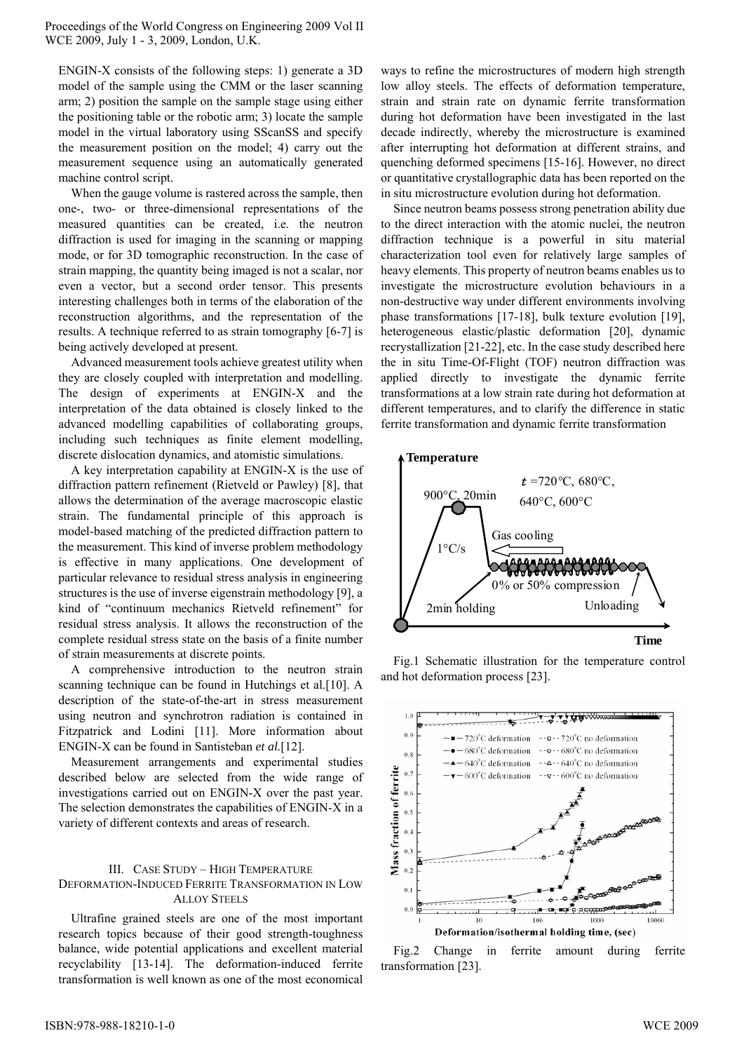ENGIN-X consists of the following steps: 1) generate a 3D model of the sample using the CMM or the laser scanning arm; 2) position the sample on the sample stage using either the positioning table or the robotic arm; 3) locate the sample model in the virtual laboratory using SScanSS and specify the measurement position on the model; 4) carry out the measurement sequence using an automatically generated machine control script.

When the gauge volume is rastered across the sample, then one-, two- or three-dimensional representations of the measured quantities can be created, i.e. the neutron diffraction is used for imaging in the scanning or mapping mode, or for 3D tomographic reconstruction. In the case of strain mapping, the quantity being imaged is not a scalar, nor even a vector, but a second order tensor. This presents interesting challenges both in terms of the elaboration of the reconstruction algorithms, and the representation of the results. A technique referred to as strain tomography [6-7] is being actively developed at present.

Advanced measurement tools achieve greatest utility when they are closely coupled with interpretation and modelling. The design of experiments at ENGIN-X and the interpretation of the data obtained is closely linked to the advanced modelling capabilities of collaborating groups, including such techniques as finite element modelling, discrete dislocation dynamics, and atomistic simulations.

A key interpretation capability at ENGIN-X is the use of diffraction pattern refinement (Rietveld or Pawley) [8], that allows the determination of the average macroscopic elastic strain. The fundamental principle of this approach is model-based matching of the predicted diffraction pattern to the measurement. This kind of inverse problem methodology is effective in many applications. One development of particular relevance to residual stress analysis in engineering structures is the use of inverse eigenstrain methodology [9], a kind of "continuum mechanics Rietveld refinement" for residual stress analysis. It allows the reconstruction of the complete residual stress state on the basis of a finite number of strain measurements at discrete points.

A comprehensive introduction to the neutron strain scanning technique can be found in Hutchings et al.[10]. A description of the state-of-the-art in stress measurement using neutron and synchrotron radiation is contained in Fitzpatrick and Lodini [11]. More information about ENGIN-X can be found in Santisteban *et al.*[12].

Measurement arrangements and experimental studies described below are selected from the wide range of investigations carried out on ENGIN-X over the past year. The selection demonstrates the capabilities of ENGIN-X in a variety of different contexts and areas of research.

## III. Case Study – High Temperature Deformation-Induced Ferrite Transformation in Low Alloy Steels

Ultrafine grained steels are one of the most important research topics because of their good strength-toughness balance, wide potential applications and excellent material recyclability [13-14]. The deformation-induced ferrite transformation is well known as one of the most economical ways to refine the microstructures of modern high strength low alloy steels. The effects of deformation temperature, strain and strain rate on dynamic ferrite transformation during hot deformation have been investigated in the last decade indirectly, whereby the microstructure is examined after interrupting hot deformation at different strains, and quenching deformed specimens [15-16]. However, no direct or quantitative crystallographic data has been reported on the in situ microstructure evolution during hot deformation.

Since neutron beams possess strong penetration ability due to the direct interaction with the atomic nuclei, the neutron diffraction technique is a powerful in situ material characterization tool even for relatively large samples of heavy elements. This property of neutron beams enables us to investigate the microstructure evolution behaviours in a non-destructive way under different environments involving phase transformations [17-18], bulk texture evolution [19], heterogeneous elastic/plastic deformation [20], dynamic recrystallization [21-22], etc. In the case study described here the in situ Time-Of-Flight (TOF) neutron diffraction was applied directly to investigate the dynamic ferrite transformations at a low strain rate during hot deformation at different temperatures, and to clarify the difference in static ferrite transformation and dynamic ferrite transformation

Fig.1 Schematic illustration for the temperature control and hot deformation process [23].

Fig.2 Change in ferrite amount during ferrite transformation [23].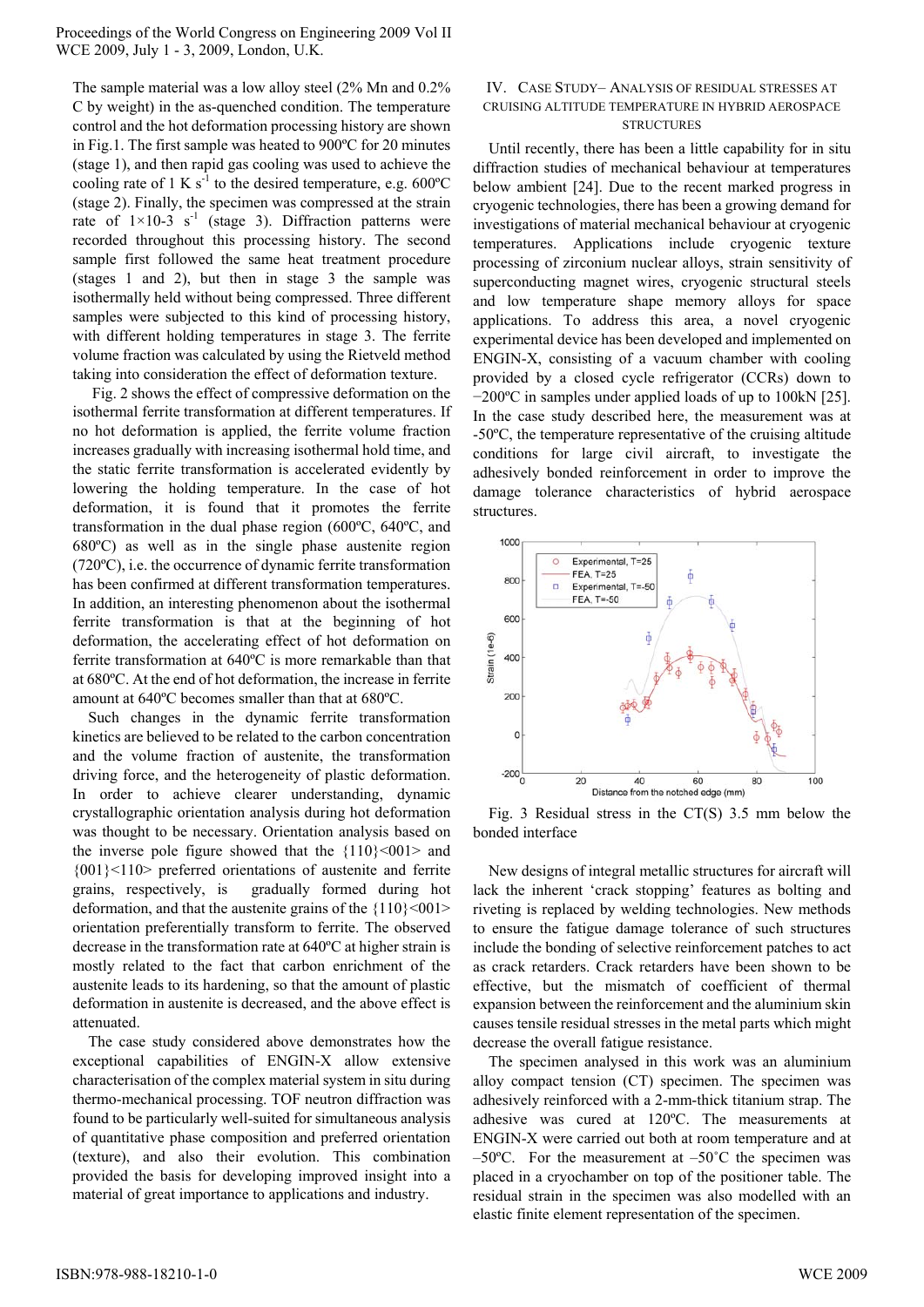The sample material was a low alloy steel (2% Mn and 0.2% C by weight) in the as-quenched condition. The temperature control and the hot deformation processing history are shown in Fig.1. The first sample was heated to 900ºC for 20 minutes (stage 1), and then rapid gas cooling was used to achieve the cooling rate of 1 K $s^{-1}$ to the desired temperature, e.g. 600ºC (stage 2). Finally, the specimen was compressed at the strain rate of 1×10-3 $s^{-1}$ (stage 3). Diffraction patterns were recorded throughout this processing history. The second sample first followed the same heat treatment procedure (stages 1 and 2), but then in stage 3 the sample was isothermally held without being compressed. Three different samples were subjected to this kind of processing history, with different holding temperatures in stage 3. The ferrite volume fraction was calculated by using the Rietveld method taking into consideration the effect of deformation texture.

Fig. 2 shows the effect of compressive deformation on the isothermal ferrite transformation at different temperatures. If no hot deformation is applied, the ferrite volume fraction increases gradually with increasing isothermal hold time, and the static ferrite transformation is accelerated evidently by lowering the holding temperature. In the case of hot deformation, it is found that it promotes the ferrite transformation in the dual phase region (600ºC, 640ºC, and 680ºC) as well as in the single phase austenite region (720ºC), i.e. the occurrence of dynamic ferrite transformation has been confirmed at different transformation temperatures. In addition, an interesting phenomenon about the isothermal ferrite transformation is that at the beginning of hot deformation, the accelerating effect of hot deformation on ferrite transformation at 640ºC is more remarkable than that at 680ºC. At the end of hot deformation, the increase in ferrite amount at 640ºC becomes smaller than that at 680ºC.

Such changes in the dynamic ferrite transformation kinetics are believed to be related to the carbon concentration and the volume fraction of austenite, the transformation driving force, and the heterogeneity of plastic deformation. In order to achieve clearer understanding, dynamic crystallographic orientation analysis during hot deformation was thought to be necessary. Orientation analysis based on the inverse pole figure showed that the {110}<001> and {001}<110> preferred orientations of austenite and ferrite grains, respectively, is gradually formed during hot deformation, and that the austenite grains of the {110}<001> orientation preferentially transform to ferrite. The observed decrease in the transformation rate at 640ºC at higher strain is mostly related to the fact that carbon enrichment of the austenite leads to its hardening, so that the amount of plastic deformation in austenite is decreased, and the above effect is attenuated.

The case study considered above demonstrates how the exceptional capabilities of ENGIN-X allow extensive characterisation of the complex material system in situ during thermo-mechanical processing. TOF neutron diffraction was found to be particularly well-suited for simultaneous analysis of quantitative phase composition and preferred orientation (texture), and also their evolution. This combination provided the basis for developing improved insight into a material of great importance to applications and industry.

## IV. Case Study– Analysis of Residual Stresses at Cruising Altitude Temperature in Hybrid Aerospace Structures

Until recently, there has been a little capability for in situ diffraction studies of mechanical behaviour at temperatures below ambient [24]. Due to the recent marked progress in cryogenic technologies, there has been a growing demand for investigations of material mechanical behaviour at cryogenic temperatures. Applications include cryogenic texture processing of zirconium nuclear alloys, strain sensitivity of superconducting magnet wires, cryogenic structural steels and low temperature shape memory alloys for space applications. To address this area, a novel cryogenic experimental device has been developed and implemented on ENGIN-X, consisting of a vacuum chamber with cooling provided by a closed cycle refrigerator (CCRs) down to −200ºC in samples under applied loads of up to 100kN [25]. In the case study described here, the measurement was at -50ºC, the temperature representative of the cruising altitude conditions for large civil aircraft, to investigate the adhesively bonded reinforcement in order to improve the damage tolerance characteristics of hybrid aerospace structures.

Fig. 3 Residual stress in the CT(S) 3.5 mm below the bonded interface

New designs of integral metallic structures for aircraft will lack the inherent 'crack stopping' features as bolting and riveting is replaced by welding technologies. New methods to ensure the fatigue damage tolerance of such structures include the bonding of selective reinforcement patches to act as crack retarders. Crack retarders have been shown to be effective, but the mismatch of coefficient of thermal expansion between the reinforcement and the aluminium skin causes tensile residual stresses in the metal parts which might decrease the overall fatigue resistance.

The specimen analysed in this work was an aluminium alloy compact tension (CT) specimen. The specimen was adhesively reinforced with a 2-mm-thick titanium strap. The adhesive was cured at 120ºC. The measurements at ENGIN-X were carried out both at room temperature and at –50ºC. For the measurement at –50˚C the specimen was placed in a cryochamber on top of the positioner table. The residual strain in the specimen was also modelled with an elastic finite element representation of the specimen.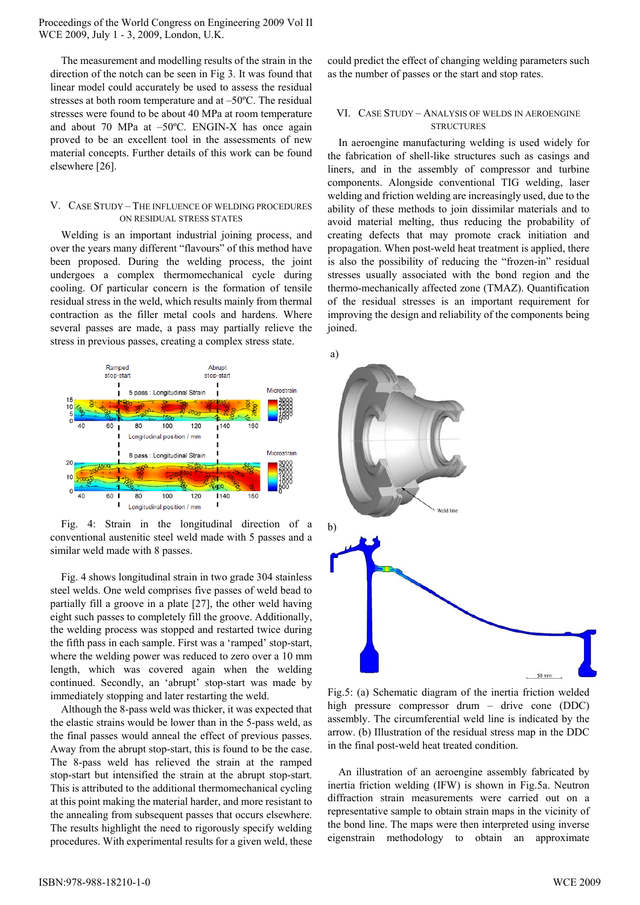The measurement and modelling results of the strain in the direction of the notch can be seen in Fig 3. It was found that linear model could accurately be used to assess the residual stresses at both room temperature and at –50ºC. The residual stresses were found to be about 40 MPa at room temperature and about 70 MPa at –50ºC. ENGIN-X has once again proved to be an excellent tool in the assessments of new material concepts. Further details of this work can be found elsewhere [26].

## V. Case Study – The Influence of Welding Procedures on Residual Stress States

Welding is an important industrial joining process, and over the years many different "flavours" of this method have been proposed. During the welding process, the joint undergoes a complex thermomechanical cycle during cooling. Of particular concern is the formation of tensile residual stress in the weld, which results mainly from thermal contraction as the filler metal cools and hardens. Where several passes are made, a pass may partially relieve the stress in previous passes, creating a complex stress state.

Fig. 4: Strain in the longitudinal direction of a conventional austenitic steel weld made with 5 passes and a similar weld made with 8 passes.

Fig. 4 shows longitudinal strain in two grade 304 stainless steel welds. One weld comprises five passes of weld bead to partially fill a groove in a plate [27], the other weld having eight such passes to completely fill the groove. Additionally, the welding process was stopped and restarted twice during the fifth pass in each sample. First was a 'ramped' stop-start, where the welding power was reduced to zero over a 10 mm length, which was covered again when the welding continued. Secondly, an 'abrupt' stop-start was made by immediately stopping and later restarting the weld.

Although the 8-pass weld was thicker, it was expected that the elastic strains would be lower than in the 5-pass weld, as the final passes would anneal the effect of previous passes. Away from the abrupt stop-start, this is found to be the case. The 8-pass weld has relieved the strain at the ramped stop-start but intensified the strain at the abrupt stop-start. This is attributed to the additional thermomechanical cycling at this point making the material harder, and more resistant to the annealing from subsequent passes that occurs elsewhere. The results highlight the need to rigorously specify welding procedures. With experimental results for a given weld, these could predict the effect of changing welding parameters such as the number of passes or the start and stop rates.

## VI. Case Study – Analysis of Welds in Aeroengine Structures

In aeroengine manufacturing welding is used widely for the fabrication of shell-like structures such as casings and liners, and in the assembly of compressor and turbine components. Alongside conventional TIG welding, laser welding and friction welding are increasingly used, due to the ability of these methods to join dissimilar materials and to avoid material melting, thus reducing the probability of creating defects that may promote crack initiation and propagation. When post-weld heat treatment is applied, there is also the possibility of reducing the "frozen-in" residual stresses usually associated with the bond region and the thermo-mechanically affected zone (TMAZ). Quantification of the residual stresses is an important requirement for improving the design and reliability of the components being joined.

Fig.5: (a) Schematic diagram of the inertia friction welded high pressure compressor drum – drive cone (DDC) assembly. The circumferential weld line is indicated by the arrow. (b) Illustration of the residual stress map in the DDC in the final post-weld heat treated condition.

An illustration of an aeroengine assembly fabricated by inertia friction welding (IFW) is shown in Fig.5a. Neutron diffraction strain measurements were carried out on a representative sample to obtain strain maps in the vicinity of the bond line. The maps were then interpreted using inverse eigenstrain methodology to obtain an approximate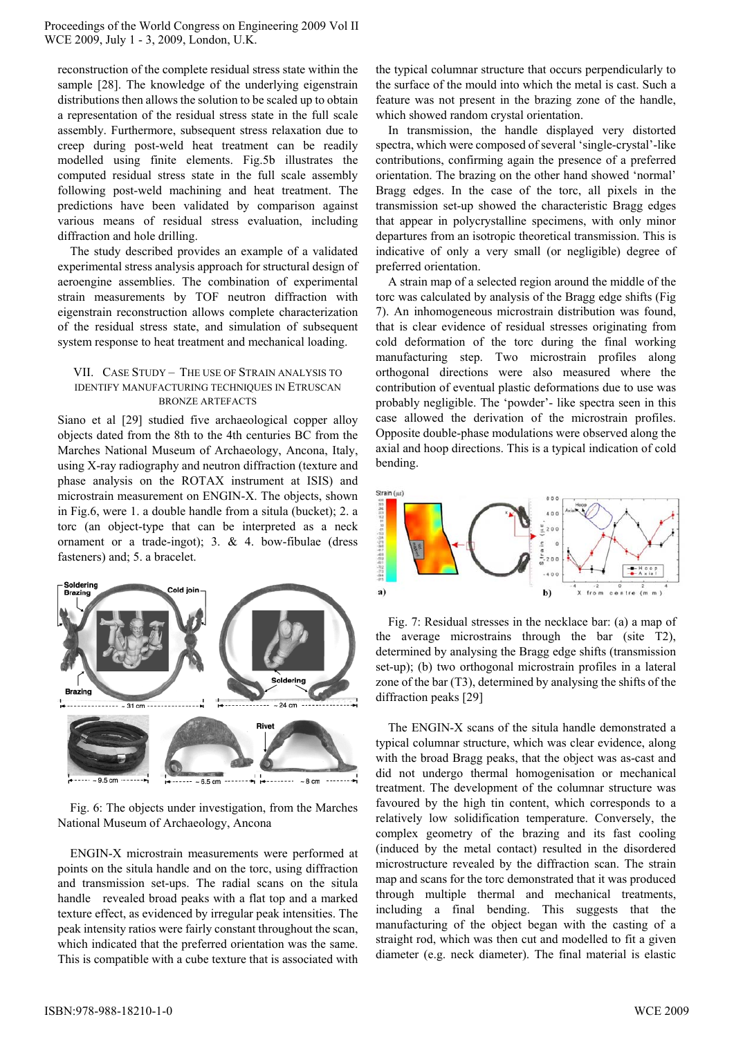reconstruction of the complete residual stress state within the sample [28]. The knowledge of the underlying eigenstrain distributions then allows the solution to be scaled up to obtain a representation of the residual stress state in the full scale assembly. Furthermore, subsequent stress relaxation due to creep during post-weld heat treatment can be readily modelled using finite elements. Fig.5b illustrates the computed residual stress state in the full scale assembly following post-weld machining and heat treatment. The predictions have been validated by comparison against various means of residual stress evaluation, including diffraction and hole drilling.

The study described provides an example of a validated experimental stress analysis approach for structural design of aeroengine assemblies. The combination of experimental strain measurements by TOF neutron diffraction with eigenstrain reconstruction allows complete characterization of the residual stress state, and simulation of subsequent system response to heat treatment and mechanical loading.

## VII. Case Study – The Use of Strain Analysis to Identify Manufacturing Techniques in Etruscan Bronze Artefacts

Siano et al [29] studied five archaeological copper alloy objects dated from the 8th to the 4th centuries BC from the Marches National Museum of Archaeology, Ancona, Italy, using X-ray radiography and neutron diffraction (texture and phase analysis on the ROTAX instrument at ISIS) and microstrain measurement on ENGIN-X. The objects, shown in Fig.6, were 1. a double handle from a situla (bucket); 2. a torc (an object-type that can be interpreted as a neck ornament or a trade-ingot); 3. & 4. bow-fibulae (dress fasteners) and; 5. a bracelet.

Fig. 6: The objects under investigation, from the Marches National Museum of Archaeology, Ancona

ENGIN-X microstrain measurements were performed at points on the situla handle and on the torc, using diffraction and transmission set-ups. The radial scans on the situla handle revealed broad peaks with a flat top and a marked texture effect, as evidenced by irregular peak intensities. The peak intensity ratios were fairly constant throughout the scan, which indicated that the preferred orientation was the same. This is compatible with a cube texture that is associated with the typical columnar structure that occurs perpendicularly to the surface of the mould into which the metal is cast. Such a feature was not present in the brazing zone of the handle, which showed random crystal orientation.

In transmission, the handle displayed very distorted spectra, which were composed of several 'single-crystal'-like contributions, confirming again the presence of a preferred orientation. The brazing on the other hand showed 'normal' Bragg edges. In the case of the torc, all pixels in the transmission set-up showed the characteristic Bragg edges that appear in polycrystalline specimens, with only minor departures from an isotropic theoretical transmission. This is indicative of only a very small (or negligible) degree of preferred orientation.

A strain map of a selected region around the middle of the torc was calculated by analysis of the Bragg edge shifts (Fig 7). An inhomogeneous microstrain distribution was found, that is clear evidence of residual stresses originating from cold deformation of the torc during the final working manufacturing step. Two microstrain profiles along orthogonal directions were also measured where the contribution of eventual plastic deformations due to use was probably negligible. The 'powder'- like spectra seen in this case allowed the derivation of the microstrain profiles. Opposite double-phase modulations were observed along the axial and hoop directions. This is a typical indication of cold bending.

Fig. 7: Residual stresses in the necklace bar: (a) a map of the average microstrains through the bar (site T2), determined by analysing the Bragg edge shifts (transmission set-up); (b) two orthogonal microstrain profiles in a lateral zone of the bar (T3), determined by analysing the shifts of the diffraction peaks [29]

The ENGIN-X scans of the situla handle demonstrated a typical columnar structure, which was clear evidence, along with the broad Bragg peaks, that the object was as-cast and did not undergo thermal homogenisation or mechanical treatment. The development of the columnar structure was favoured by the high tin content, which corresponds to a relatively low solidification temperature. Conversely, the complex geometry of the brazing and its fast cooling (induced by the metal contact) resulted in the disordered microstructure revealed by the diffraction scan. The strain map and scans for the torc demonstrated that it was produced through multiple thermal and mechanical treatments, including a final bending. This suggests that the manufacturing of the object began with the casting of a straight rod, which was then cut and modelled to fit a given diameter (e.g. neck diameter). The final material is elastic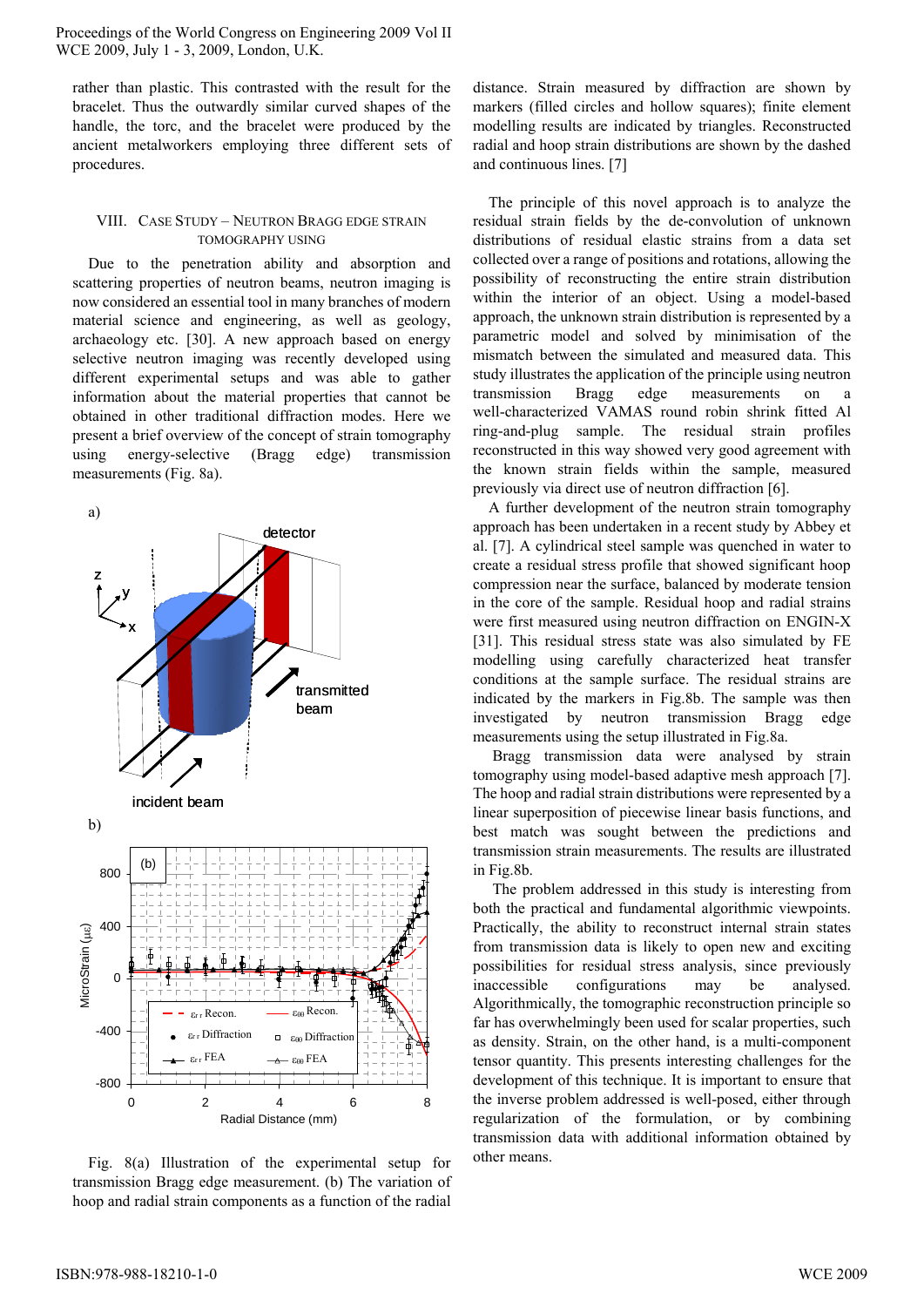rather than plastic. This contrasted with the result for the bracelet. Thus the outwardly similar curved shapes of the handle, the torc, and the bracelet were produced by the ancient metalworkers employing three different sets of procedures.

## VIII. Case Study – Neutron Bragg Edge Strain Tomography Using

Due to the penetration ability and absorption and scattering properties of neutron beams, neutron imaging is now considered an essential tool in many branches of modern material science and engineering, as well as geology, archaeology etc. [30]. A new approach based on energy selective neutron imaging was recently developed using different experimental setups and was able to gather information about the material properties that cannot be obtained in other traditional diffraction modes. Here we present a brief overview of the concept of strain tomography using energy-selective (Bragg edge) transmission measurements (Fig. 8a).

Fig. 8(a) Illustration of the experimental setup for transmission Bragg edge measurement. (b) The variation of hoop and radial strain components as a function of the radial distance. Strain measured by diffraction are shown by markers (filled circles and hollow squares); finite element modelling results are indicated by triangles. Reconstructed radial and hoop strain distributions are shown by the dashed and continuous lines. [7]

The principle of this novel approach is to analyze the residual strain fields by the de-convolution of unknown distributions of residual elastic strains from a data set collected over a range of positions and rotations, allowing the possibility of reconstructing the entire strain distribution within the interior of an object. Using a model-based approach, the unknown strain distribution is represented by a parametric model and solved by minimisation of the mismatch between the simulated and measured data. This study illustrates the application of the principle using neutron transmission Bragg edge measurements on a well-characterized VAMAS round robin shrink fitted Al ring-and-plug sample. The residual strain profiles reconstructed in this way showed very good agreement with the known strain fields within the sample, measured previously via direct use of neutron diffraction [6].

A further development of the neutron strain tomography approach has been undertaken in a recent study by Abbey et al. [7]. A cylindrical steel sample was quenched in water to create a residual stress profile that showed significant hoop compression near the surface, balanced by moderate tension in the core of the sample. Residual hoop and radial strains were first measured using neutron diffraction on ENGIN-X [31]. This residual stress state was also simulated by FE modelling using carefully characterized heat transfer conditions at the sample surface. The residual strains are indicated by the markers in Fig.8b. The sample was then investigated by neutron transmission Bragg edge measurements using the setup illustrated in Fig.8a.

Bragg transmission data were analysed by strain tomography using model-based adaptive mesh approach [7]. The hoop and radial strain distributions were represented by a linear superposition of piecewise linear basis functions, and best match was sought between the predictions and transmission strain measurements. The results are illustrated in Fig.8b.

The problem addressed in this study is interesting from both the practical and fundamental algorithmic viewpoints. Practically, the ability to reconstruct internal strain states from transmission data is likely to open new and exciting possibilities for residual stress analysis, since previously inaccessible configurations may be analysed. Algorithmically, the tomographic reconstruction principle so far has overwhelmingly been used for scalar properties, such as density. Strain, on the other hand, is a multi-component tensor quantity. This presents interesting challenges for the development of this technique. It is important to ensure that the inverse problem addressed is well-posed, either through regularization of the formulation, or by combining transmission data with additional information obtained by other means.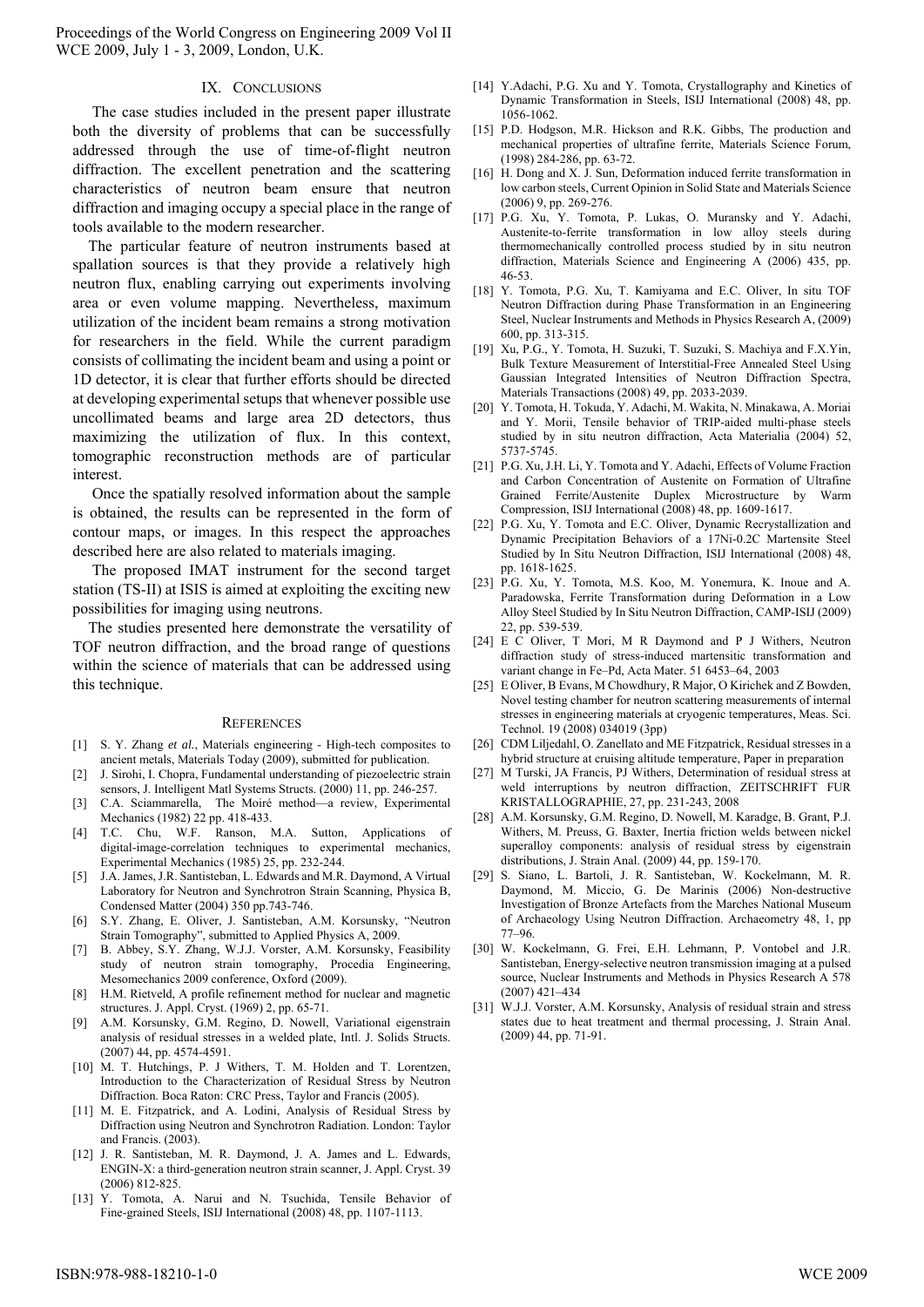## IX. Conclusions

The case studies included in the present paper illustrate both the diversity of problems that can be successfully addressed through the use of time-of-flight neutron diffraction. The excellent penetration and the scattering characteristics of neutron beam ensure that neutron diffraction and imaging occupy a special place in the range of tools available to the modern researcher.

The particular feature of neutron instruments based at spallation sources is that they provide a relatively high neutron flux, enabling carrying out experiments involving area or even volume mapping. Nevertheless, maximum utilization of the incident beam remains a strong motivation for researchers in the field. While the current paradigm consists of collimating the incident beam and using a point or 1D detector, it is clear that further efforts should be directed at developing experimental setups that whenever possible use uncollimated beams and large area 2D detectors, thus maximizing the utilization of flux. In this context, tomographic reconstruction methods are of particular interest.

Once the spatially resolved information about the sample is obtained, the results can be represented in the form of contour maps, or images. In this respect the approaches described here are also related to materials imaging.

The proposed IMAT instrument for the second target station (TS-II) at ISIS is aimed at exploiting the exciting new possibilities for imaging using neutrons.

The studies presented here demonstrate the versatility of TOF neutron diffraction, and the broad range of questions within the science of materials that can be addressed using this technique.

## References

[1] S. Y. Zhang *et al.*, Materials engineering - High-tech composites to ancient metals, Materials Today (2009), submitted for publication.

[2] J. Sirohi, I. Chopra, Fundamental understanding of piezoelectric strain sensors, J. Intelligent Matl Systems Structs. (2000) 11, pp. 246-257.

[3] C.A. Sciammarella, The Moiré method—a review, Experimental Mechanics (1982) 22 pp. 418-433.

[4] T.C. Chu, W.F. Ranson, M.A. Sutton, Applications of digital-image-correlation techniques to experimental mechanics, Experimental Mechanics (1985) 25, pp. 232-244.

[5] J.A. James, J.R. Santisteban, L. Edwards and M.R. Daymond, A Virtual Laboratory for Neutron and Synchrotron Strain Scanning, Physica B, Condensed Matter (2004) 350 pp.743-746.

[6] S.Y. Zhang, E. Oliver, J. Santisteban, A.M. Korsunsky, "Neutron Strain Tomography", submitted to Applied Physics A, 2009.

[7] B. Abbey, S.Y. Zhang, W.J.J. Vorster, A.M. Korsunsky, Feasibility study of neutron strain tomography, Procedia Engineering, Mesomechanics 2009 conference, Oxford (2009).

[8] H.M. Rietveld, A profile refinement method for nuclear and magnetic structures. J. Appl. Cryst. (1969) 2, pp. 65-71.

[9] A.M. Korsunsky, G.M. Regino, D. Nowell, Variational eigenstrain analysis of residual stresses in a welded plate, Intl. J. Solids Structs. (2007) 44, pp. 4574-4591.

[10] M. T. Hutchings, P. J Withers, T. M. Holden and T. Lorentzen, Introduction to the Characterization of Residual Stress by Neutron Diffraction. Boca Raton: CRC Press, Taylor and Francis (2005).

[11] M. E. Fitzpatrick, and A. Lodini, Analysis of Residual Stress by Diffraction using Neutron and Synchrotron Radiation. London: Taylor and Francis. (2003).

[12] J. R. Santisteban, M. R. Daymond, J. A. James and L. Edwards, ENGIN-X: a third-generation neutron strain scanner, J. Appl. Cryst. 39 (2006) 812-825.

[13] Y. Tomota, A. Narui and N. Tsuchida, Tensile Behavior of Fine-grained Steels, ISIJ International (2008) 48, pp. 1107-1113.

[14] Y.Adachi, P.G. Xu and Y. Tomota, Crystallography and Kinetics of Dynamic Transformation in Steels, ISIJ International (2008) 48, pp. 1056-1062.

[15] P.D. Hodgson, M.R. Hickson and R.K. Gibbs, The production and mechanical properties of ultrafine ferrite, Materials Science Forum, (1998) 284-286, pp. 63-72.

[16] H. Dong and X. J. Sun, Deformation induced ferrite transformation in low carbon steels, Current Opinion in Solid State and Materials Science (2006) 9, pp. 269-276.

[17] P.G. Xu, Y. Tomota, P. Lukas, O. Muransky and Y. Adachi, Austenite-to-ferrite transformation in low alloy steels during thermomechanically controlled process studied by in situ neutron diffraction, Materials Science and Engineering A (2006) 435, pp. 46-53.

[18] Y. Tomota, P.G. Xu, T. Kamiyama and E.C. Oliver, In situ TOF Neutron Diffraction during Phase Transformation in an Engineering Steel, Nuclear Instruments and Methods in Physics Research A, (2009) 600, pp. 313-315.

[19] Xu, P.G., Y. Tomota, H. Suzuki, T. Suzuki, S. Machiya and F.X.Yin, Bulk Texture Measurement of Interstitial-Free Annealed Steel Using Gaussian Integrated Intensities of Neutron Diffraction Spectra, Materials Transactions (2008) 49, pp. 2033-2039.

[20] Y. Tomota, H. Tokuda, Y. Adachi, M. Wakita, N. Minakawa, A. Moriai and Y. Morii, Tensile behavior of TRIP-aided multi-phase steels studied by in situ neutron diffraction, Acta Materialia (2004) 52, 5737-5745.

[21] P.G. Xu, J.H. Li, Y. Tomota and Y. Adachi, Effects of Volume Fraction and Carbon Concentration of Austenite on Formation of Ultrafine Grained Ferrite/Austenite Duplex Microstructure by Warm Compression, ISIJ International (2008) 48, pp. 1609-1617.

[22] P.G. Xu, Y. Tomota and E.C. Oliver, Dynamic Recrystallization and Dynamic Precipitation Behaviors of a 17Ni-0.2C Martensite Steel Studied by In Situ Neutron Diffraction, ISIJ International (2008) 48, pp. 1618-1625.

[23] P.G. Xu, Y. Tomota, M.S. Koo, M. Yonemura, K. Inoue and A. Paradowska, Ferrite Transformation during Deformation in a Low Alloy Steel Studied by In Situ Neutron Diffraction, CAMP-ISIJ (2009) 22, pp. 539-539.

[24] E C Oliver, T Mori, M R Daymond and P J Withers, Neutron diffraction study of stress-induced martensitic transformation and variant change in Fe–Pd, Acta Mater. 51 6453–64, 2003

[25] E Oliver, B Evans, M Chowdhury, R Major, O Kirichek and Z Bowden, Novel testing chamber for neutron scattering measurements of internal stresses in engineering materials at cryogenic temperatures, Meas. Sci. Technol. 19 (2008) 034019 (3pp)

[26] CDM Liljedahl, O. Zanellato and ME Fitzpatrick, Residual stresses in a hybrid structure at cruising altitude temperature, Paper in preparation

[27] M Turski, JA Francis, PJ Withers, Determination of residual stress at weld interruptions by neutron diffraction, ZEITSCHRIFT FUR KRISTALLOGRAPHIE, 27, pp. 231-243, 2008

[28] A.M. Korsunsky, G.M. Regino, D. Nowell, M. Karadge, B. Grant, P.J. Withers, M. Preuss, G. Baxter, Inertia friction welds between nickel superalloy components: analysis of residual stress by eigenstrain distributions, J. Strain Anal. (2009) 44, pp. 159-170.

[29] S. Siano, L. Bartoli, J. R. Santisteban, W. Kockelmann, M. R. Daymond, M. Miccio, G. De Marinis (2006) Non-destructive Investigation of Bronze Artefacts from the Marches National Museum of Archaeology Using Neutron Diffraction. Archaeometry 48, 1, pp 77–96.

[30] W. Kockelmann, G. Frei, E.H. Lehmann, P. Vontobel and J.R. Santisteban, Energy-selective neutron transmission imaging at a pulsed source, Nuclear Instruments and Methods in Physics Research A 578 (2007) 421–434

[31] W.J.J. Vorster, A.M. Korsunsky, Analysis of residual strain and stress states due to heat treatment and thermal processing, J. Strain Anal. (2009) 44, pp. 71-91.